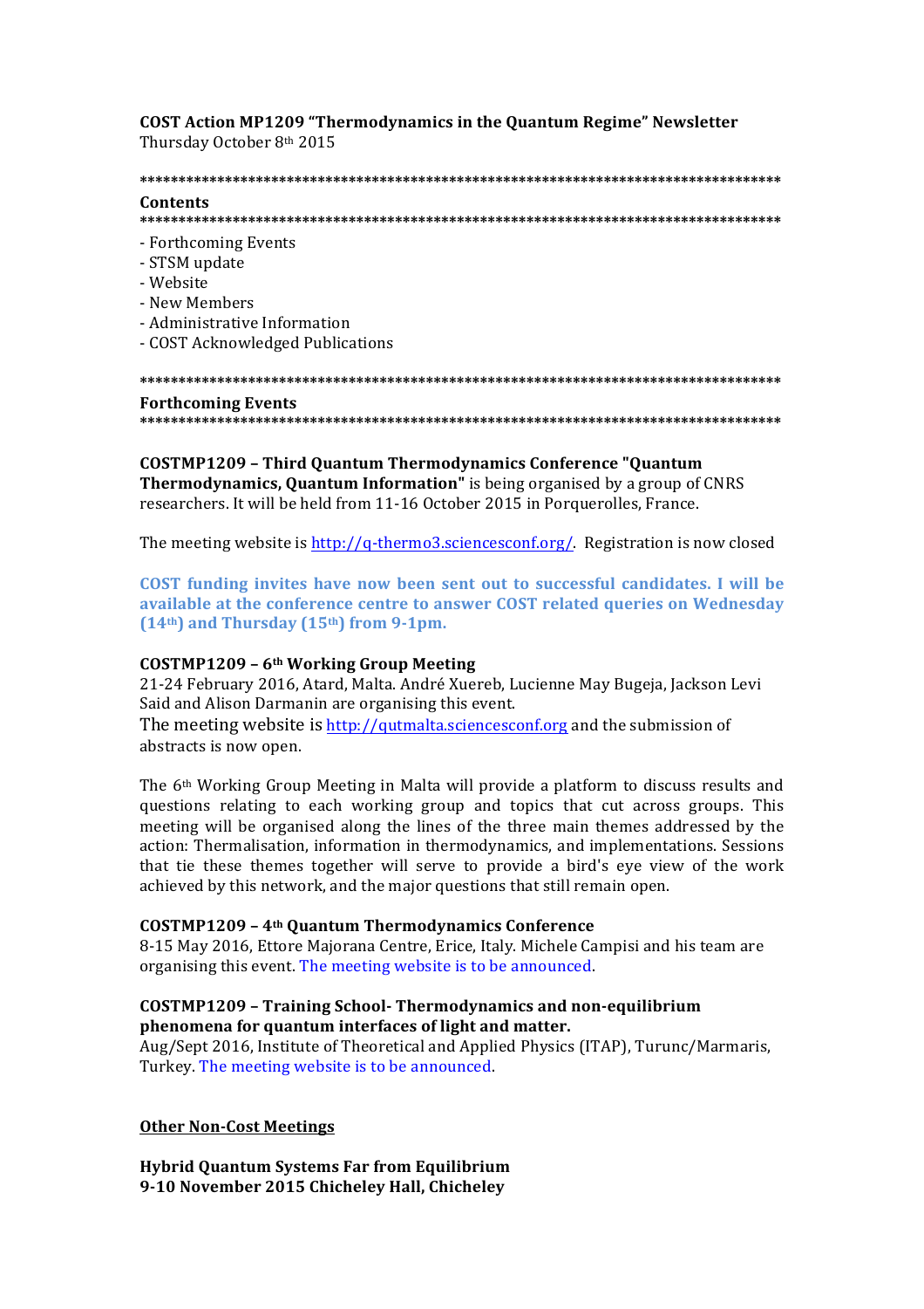**COST Action MP1209 "Thermodynamics in the Quantum Regime" Newsletter**
Thursday October 8th 2015

************************************************************************************

**Contents**

************************************************************************************

- Forthcoming Events
- STSM update
- Website
- New Members
- Administrative Information
- COST Acknowledged Publications

************************************************************************************

**Forthcoming Events**

************************************************************************************

**COSTMP1209 – Third Quantum Thermodynamics Conference "Quantum Thermodynamics, Quantum Information"** is being organised by a group of CNRS researchers. It will be held from 11-16 October 2015 in Porquerolles, France.

The meeting website is http://q-thermo3.sciencesconf.org/. Registration is now closed

**COST funding invites have now been sent out to successful candidates. I will be available at the conference centre to answer COST related queries on Wednesday (14th) and Thursday (15th) from 9-1pm.**

**COSTMP1209 – 6th Working Group Meeting**
21-24 February 2016, Atard, Malta. André Xuereb, Lucienne May Bugeja, Jackson Levi Said and Alison Darmanin are organising this event.
The meeting website is http://qutmalta.sciencesconf.org and the submission of abstracts is now open.

The 6th Working Group Meeting in Malta will provide a platform to discuss results and questions relating to each working group and topics that cut across groups. This meeting will be organised along the lines of the three main themes addressed by the action: Thermalisation, information in thermodynamics, and implementations. Sessions that tie these themes together will serve to provide a bird's eye view of the work achieved by this network, and the major questions that still remain open.

**COSTMP1209 – 4th Quantum Thermodynamics Conference**
8-15 May 2016, Ettore Majorana Centre, Erice, Italy. Michele Campisi and his team are organising this event. The meeting website is to be announced.

**COSTMP1209 – Training School- Thermodynamics and non-equilibrium phenomena for quantum interfaces of light and matter.**
Aug/Sept 2016, Institute of Theoretical and Applied Physics (ITAP), Turunc/Marmaris, Turkey. The meeting website is to be announced.

**Other Non-Cost Meetings**

**Hybrid Quantum Systems Far from Equilibrium**
**9-10 November 2015 Chicheley Hall, Chicheley**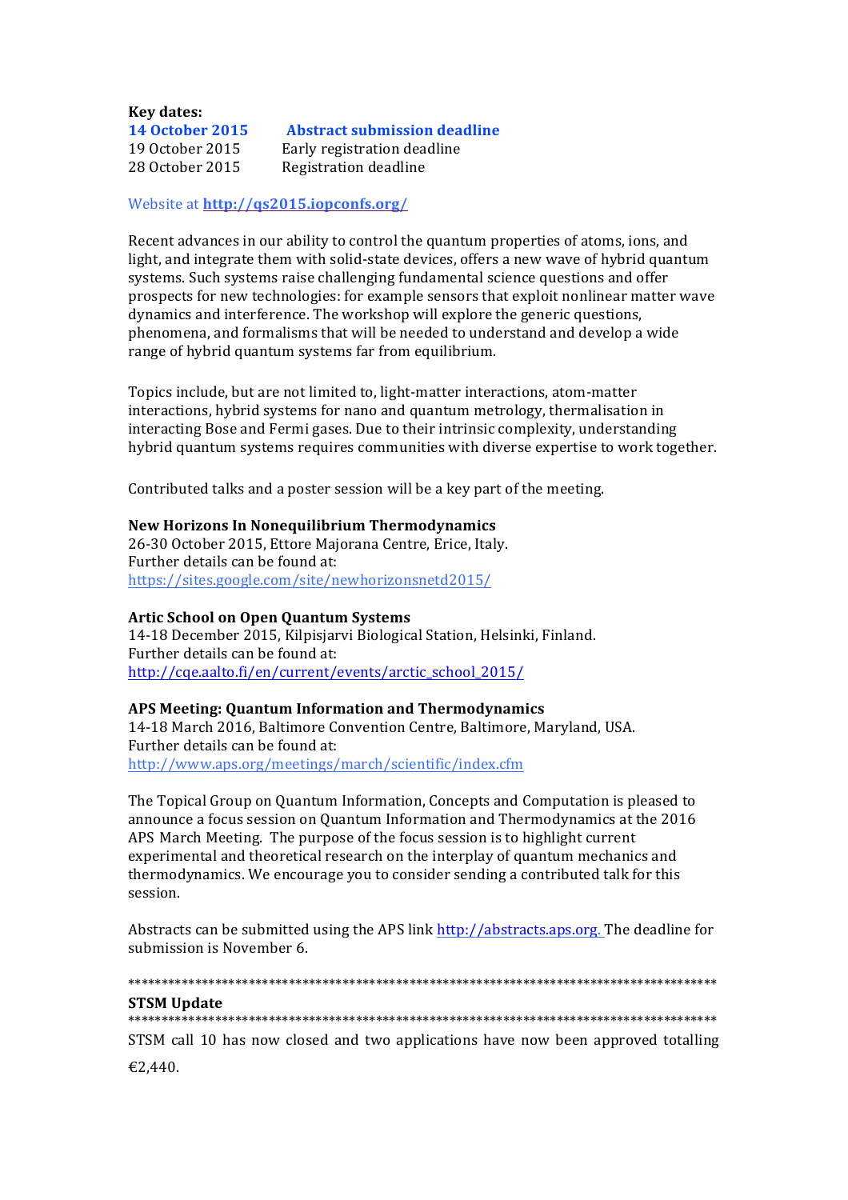**Key dates:**

| | |
|---|---|
| **14 October 2015** | **Abstract submission deadline** |
| 19 October 2015 | Early registration deadline |
| 28 October 2015 | Registration deadline |

Website at **http://qs2015.iopconfs.org/**

Recent advances in our ability to control the quantum properties of atoms, ions, and light, and integrate them with solid-state devices, offers a new wave of hybrid quantum systems. Such systems raise challenging fundamental science questions and offer prospects for new technologies: for example sensors that exploit nonlinear matter wave dynamics and interference. The workshop will explore the generic questions, phenomena, and formalisms that will be needed to understand and develop a wide range of hybrid quantum systems far from equilibrium.

Topics include, but are not limited to, light-matter interactions, atom-matter interactions, hybrid systems for nano and quantum metrology, thermalisation in interacting Bose and Fermi gases. Due to their intrinsic complexity, understanding hybrid quantum systems requires communities with diverse expertise to work together.

Contributed talks and a poster session will be a key part of the meeting.

**New Horizons In Nonequilibrium Thermodynamics**
26-30 October 2015, Ettore Majorana Centre, Erice, Italy.
Further details can be found at:
https://sites.google.com/site/newhorizonsnetd2015/

**Artic School on Open Quantum Systems**
14-18 December 2015, Kilpisjarvi Biological Station, Helsinki, Finland.
Further details can be found at:
http://cqe.aalto.fi/en/current/events/arctic_school_2015/

**APS Meeting: Quantum Information and Thermodynamics**
14-18 March 2016, Baltimore Convention Centre, Baltimore, Maryland, USA.
Further details can be found at:
http://www.aps.org/meetings/march/scientific/index.cfm

The Topical Group on Quantum Information, Concepts and Computation is pleased to announce a focus session on Quantum Information and Thermodynamics at the 2016 APS March Meeting. The purpose of the focus session is to highlight current experimental and theoretical research on the interplay of quantum mechanics and thermodynamics. We encourage you to consider sending a contributed talk for this session.

Abstracts can be submitted using the APS link http://abstracts.aps.org. The deadline for submission is November 6.

*******************************************************************************************

**STSM Update**

*******************************************************************************************

STSM call 10 has now closed and two applications have now been approved totalling €2,440.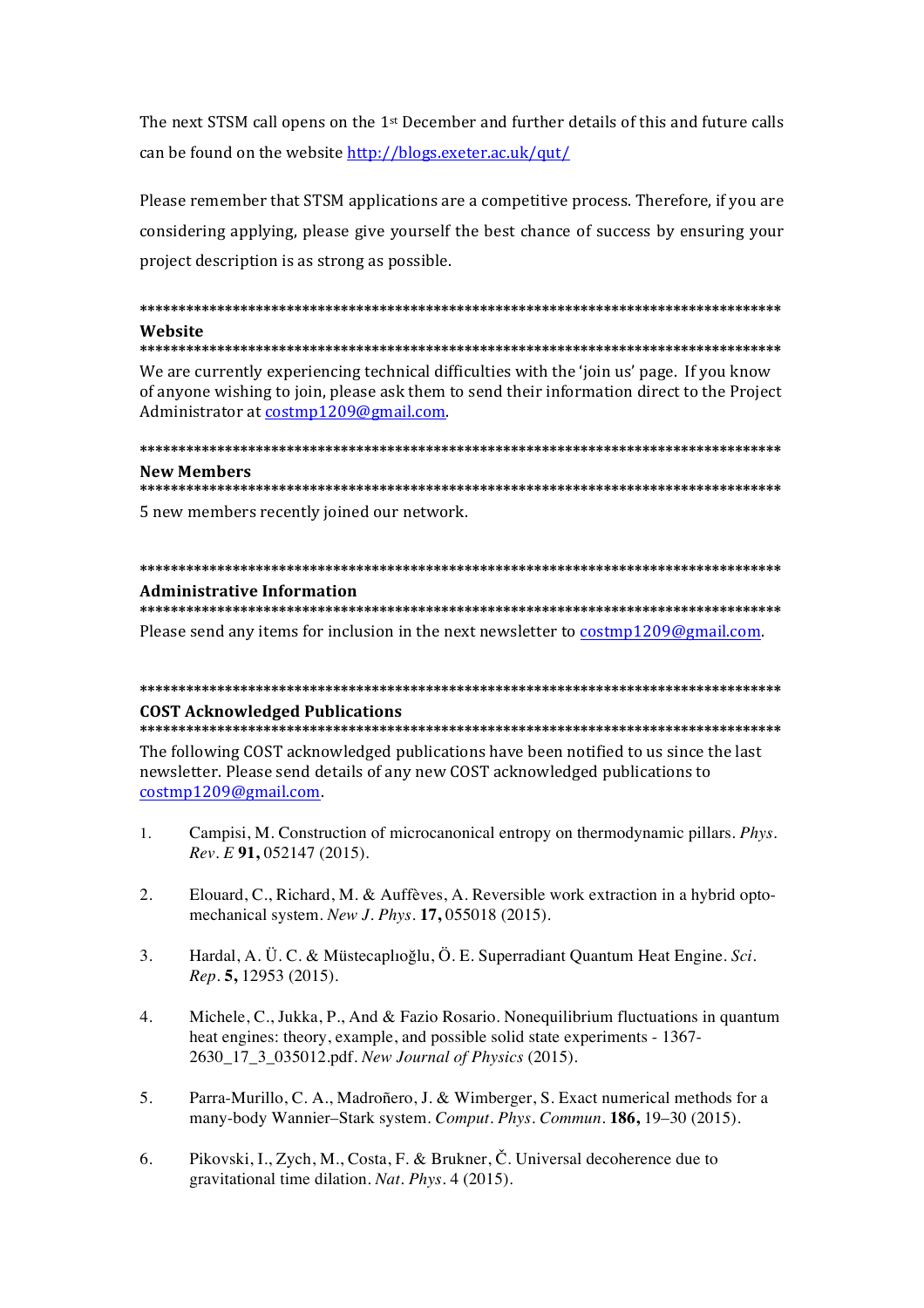The next STSM call opens on the 1st December and further details of this and future calls can be found on the website http://blogs.exeter.ac.uk/qut/

Please remember that STSM applications are a competitive process. Therefore, if you are considering applying, please give yourself the best chance of success by ensuring your project description is as strong as possible.

************************************************************************************

## Website

************************************************************************************

We are currently experiencing technical difficulties with the 'join us' page. If you know of anyone wishing to join, please ask them to send their information direct to the Project Administrator at costmp1209@gmail.com.

************************************************************************************

## New Members

************************************************************************************

5 new members recently joined our network.

************************************************************************************

## Administrative Information

************************************************************************************

Please send any items for inclusion in the next newsletter to costmp1209@gmail.com.

************************************************************************************

## COST Acknowledged Publications

************************************************************************************

The following COST acknowledged publications have been notified to us since the last newsletter. Please send details of any new COST acknowledged publications to costmp1209@gmail.com.

1. Campisi, M. Construction of microcanonical entropy on thermodynamic pillars. *Phys. Rev. E* **91,** 052147 (2015).

2. Elouard, C., Richard, M. & Auffèves, A. Reversible work extraction in a hybrid opto-mechanical system. *New J. Phys.* **17,** 055018 (2015).

3. Hardal, A. Ü. C. & Müstecaplıoğlu, Ö. E. Superradiant Quantum Heat Engine. *Sci. Rep.* **5,** 12953 (2015).

4. Michele, C., Jukka, P., And & Fazio Rosario. Nonequilibrium fluctuations in quantum heat engines: theory, example, and possible solid state experiments - 1367-2630_17_3_035012.pdf. *New Journal of Physics* (2015).

5. Parra-Murillo, C. A., Madroñero, J. & Wimberger, S. Exact numerical methods for a many-body Wannier–Stark system. *Comput. Phys. Commun.* **186,** 19–30 (2015).

6. Pikovski, I., Zych, M., Costa, F. & Brukner, Č. Universal decoherence due to gravitational time dilation. *Nat. Phys.* 4 (2015).